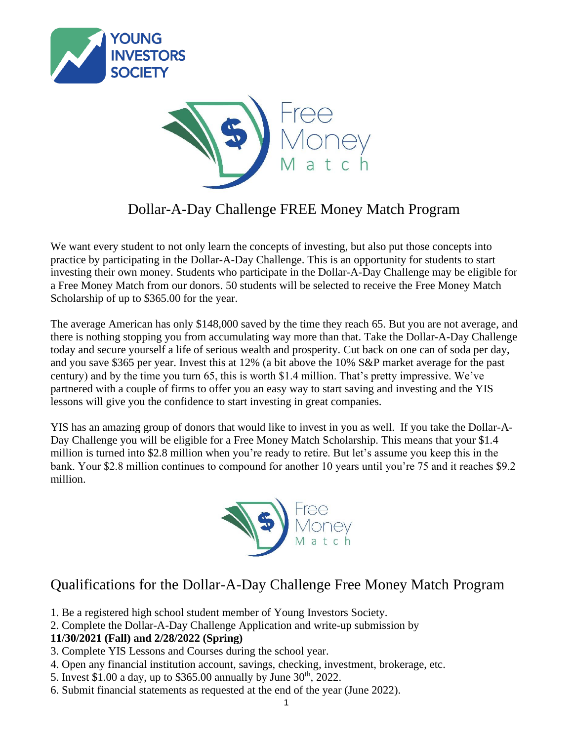# Dollar-A-Day Challenge FREE Money Match Program

We want every student to not only learn the concepts of investing, but also put those concepts into practice by participating in the Dollar-A-Day Challenge. This is an opportunity for students to start investing their own money. Students who participate in the Dollar-A-Day Challenge may be eligible for a Free Money Match from our donors. 50 students will be selected to receive the Free Money Match Scholarship of up to $365.00 for the year.

The average American has only $148,000 saved by the time they reach 65. But you are not average, and there is nothing stopping you from accumulating way more than that. Take the Dollar-A-Day Challenge today and secure yourself a life of serious wealth and prosperity. Cut back on one can of soda per day, and you save $365 per year. Invest this at 12% (a bit above the 10% S&P market average for the past century) and by the time you turn 65, this is worth $1.4 million. That's pretty impressive. We've partnered with a couple of firms to offer you an easy way to start saving and investing and the YIS lessons will give you the confidence to start investing in great companies.

YIS has an amazing group of donors that would like to invest in you as well. If you take the Dollar-A-Day Challenge you will be eligible for a Free Money Match Scholarship. This means that your $1.4 million is turned into $2.8 million when you're ready to retire. But let's assume you keep this in the bank. Your $2.8 million continues to compound for another 10 years until you're 75 and it reaches $9.2 million.

## Qualifications for the Dollar-A-Day Challenge Free Money Match Program

1. Be a registered high school student member of Young Investors Society.
2. Complete the Dollar-A-Day Challenge Application and write-up submission by **11/30/2021 (Fall) and 2/28/2022 (Spring)**
3. Complete YIS Lessons and Courses during the school year.
4. Open any financial institution account, savings, checking, investment, brokerage, etc.
5. Invest $1.00 a day, up to $365.00 annually by June 30th, 2022.
6. Submit financial statements as requested at the end of the year (June 2022).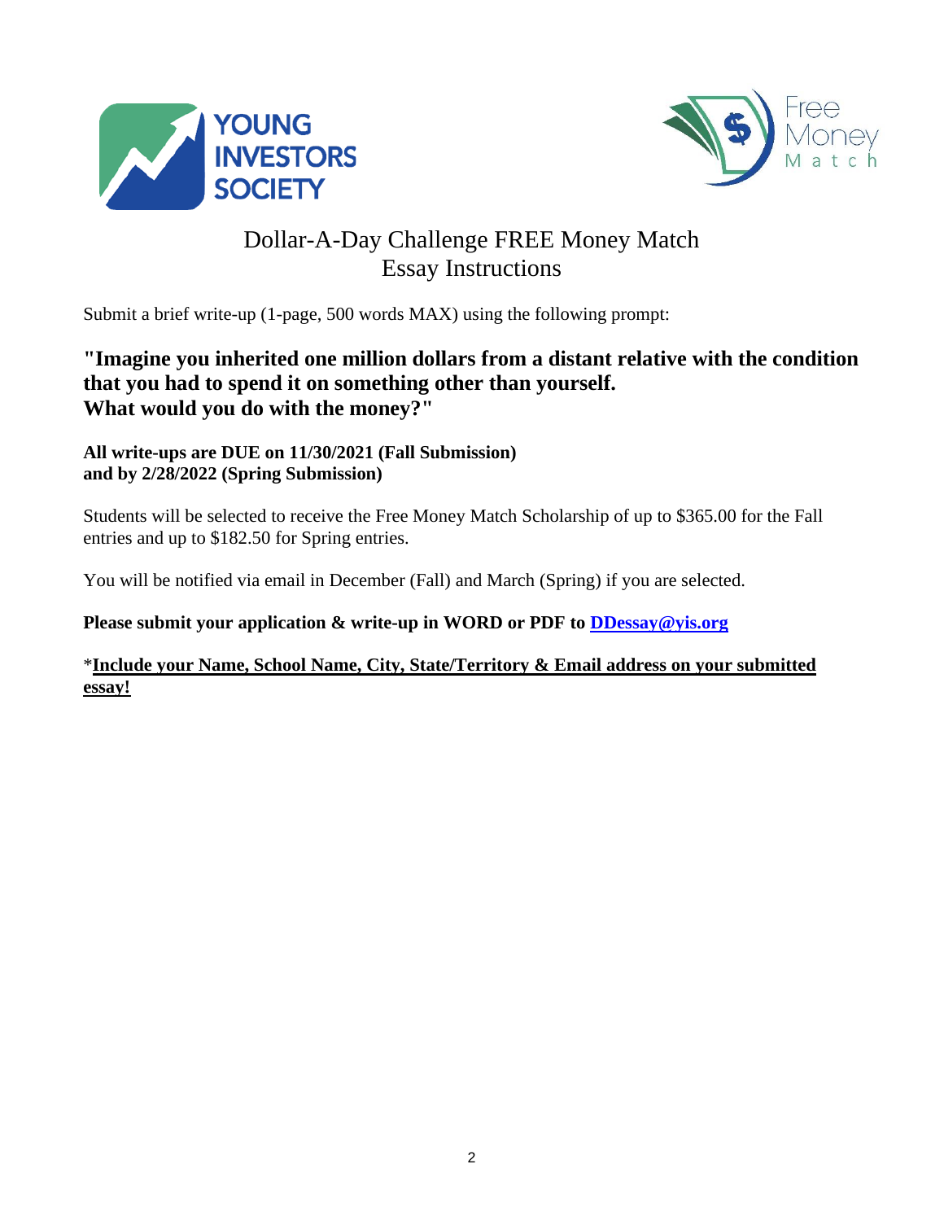YOUNG INVESTORS SOCIETY

Free Money Match

# Dollar-A-Day Challenge FREE Money Match Essay Instructions

Submit a brief write-up (1-page, 500 words MAX) using the following prompt:

**"Imagine you inherited one million dollars from a distant relative with the condition that you had to spend it on something other than yourself. What would you do with the money?"**

**All write-ups are DUE on 11/30/2021 (Fall Submission) and by 2/28/2022 (Spring Submission)**

Students will be selected to receive the Free Money Match Scholarship of up to $365.00 for the Fall entries and up to $182.50 for Spring entries.

You will be notified via email in December (Fall) and March (Spring) if you are selected.

**Please submit your application & write-up in WORD or PDF to [DDessay@yis.org](mailto:DDessay@yis.org)**

*__**Include your Name, School Name, City, State/Territory & Email address on your submitted essay!**__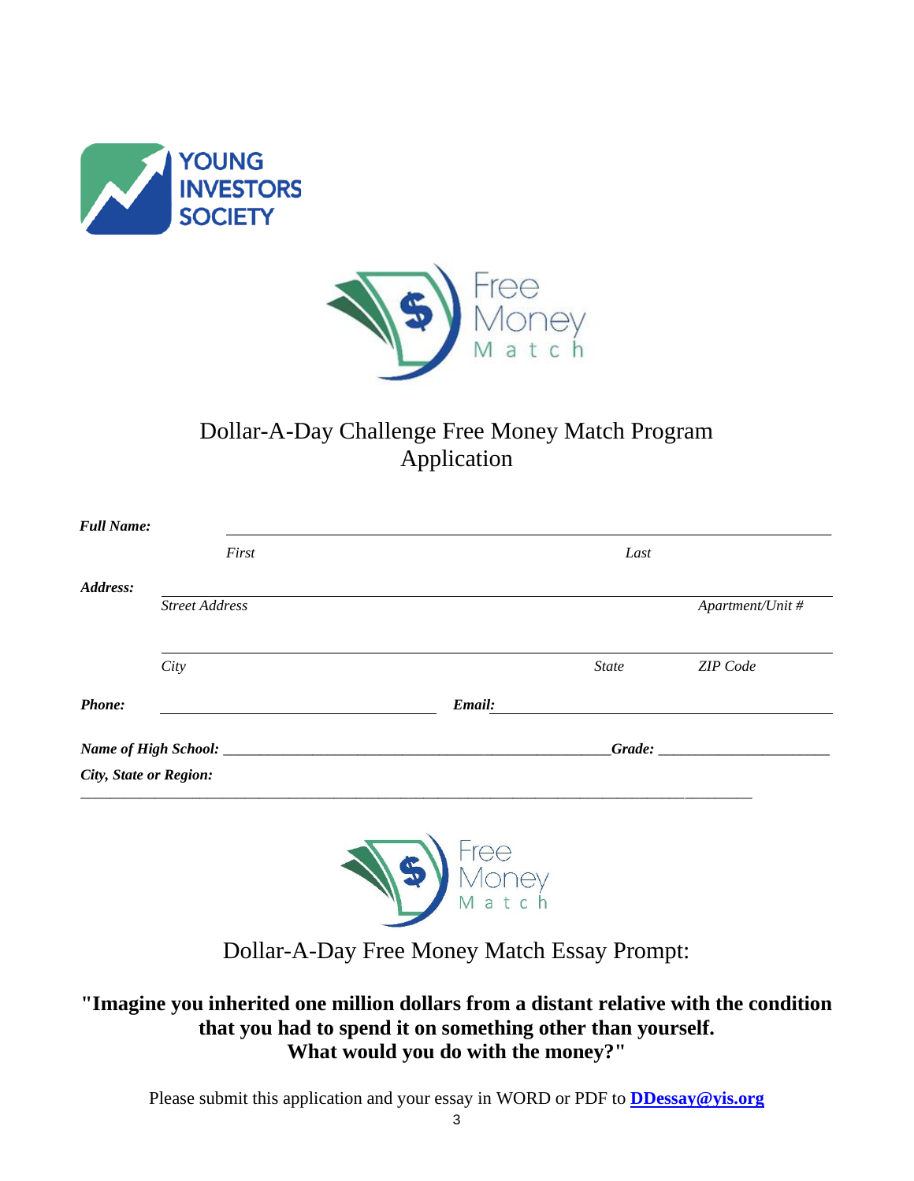YOUNG INVESTORS SOCIETY

Free Money Match

# Dollar-A-Day Challenge Free Money Match Program Application

***Full Name:*** ________________________________________

*First* *Last*

***Address:*** ________________________________________

*Street Address* *Apartment/Unit #*

________________________________________

*City* *State* *ZIP Code*

***Phone:*** ____________________ ***Email:*** ____________________

***Name of High School:*** ______________________________ ***Grade:*** ____________

***City, State or Region:***

________________________________________

Free Money Match

## Dollar-A-Day Free Money Match Essay Prompt:

**"Imagine you inherited one million dollars from a distant relative with the condition that you had to spend it on something other than yourself. What would you do with the money?"**

Please submit this application and your essay in WORD or PDF to **DDessay@yis.org**